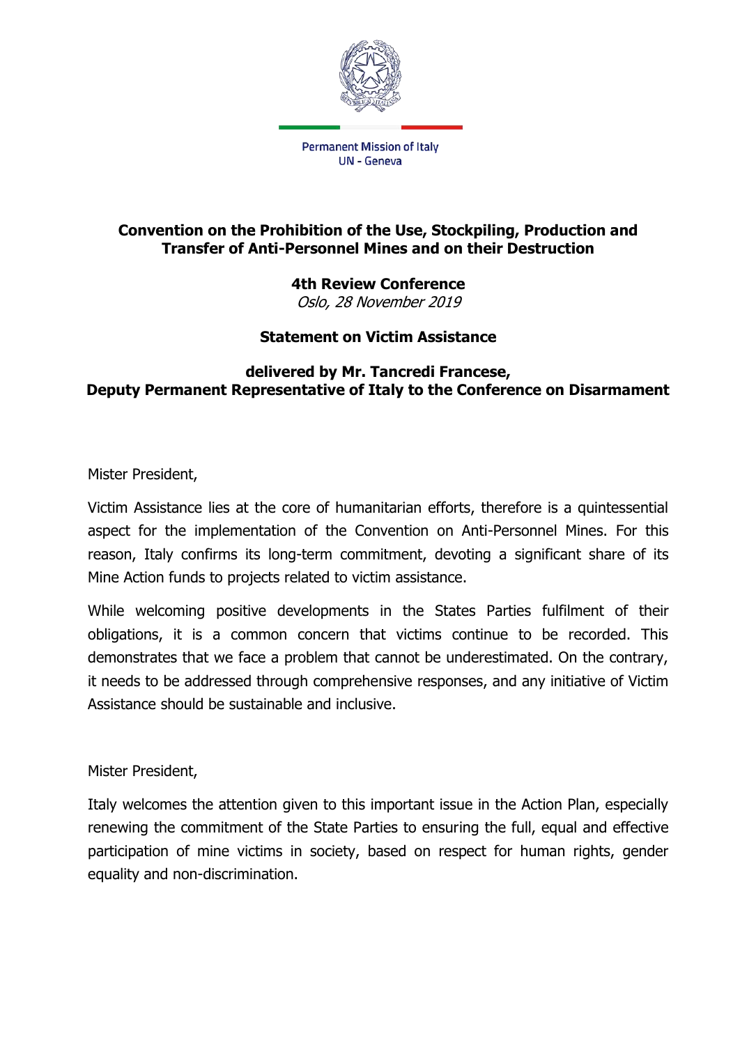Permanent Mission of Italy
UN - Geneva

## Convention on the Prohibition of the Use, Stockpiling, Production and Transfer of Anti-Personnel Mines and on their Destruction

### 4th Review Conference

*Oslo, 28 November 2019*

### Statement on Victim Assistance

**delivered by Mr. Tancredi Francese, Deputy Permanent Representative of Italy to the Conference on Disarmament**

Mister President,

Victim Assistance lies at the core of humanitarian efforts, therefore is a quintessential aspect for the implementation of the Convention on Anti-Personnel Mines. For this reason, Italy confirms its long-term commitment, devoting a significant share of its Mine Action funds to projects related to victim assistance.

While welcoming positive developments in the States Parties fulfilment of their obligations, it is a common concern that victims continue to be recorded. This demonstrates that we face a problem that cannot be underestimated. On the contrary, it needs to be addressed through comprehensive responses, and any initiative of Victim Assistance should be sustainable and inclusive.

Mister President,

Italy welcomes the attention given to this important issue in the Action Plan, especially renewing the commitment of the State Parties to ensuring the full, equal and effective participation of mine victims in society, based on respect for human rights, gender equality and non-discrimination.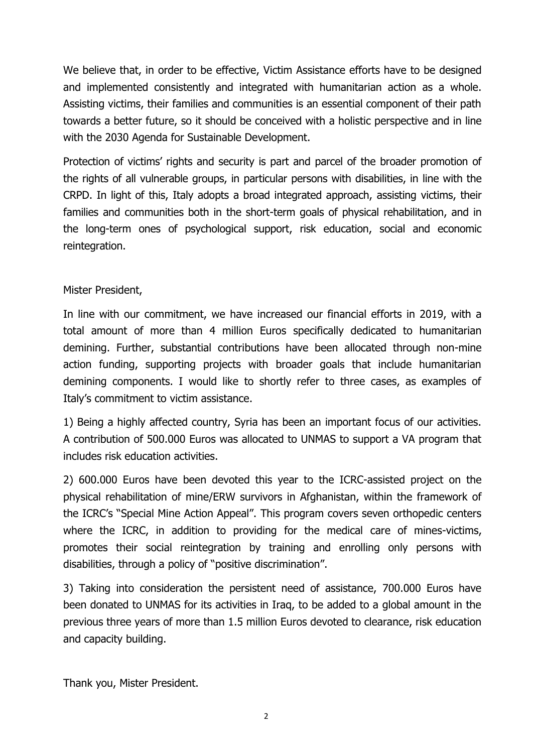We believe that, in order to be effective, Victim Assistance efforts have to be designed and implemented consistently and integrated with humanitarian action as a whole. Assisting victims, their families and communities is an essential component of their path towards a better future, so it should be conceived with a holistic perspective and in line with the 2030 Agenda for Sustainable Development.

Protection of victims' rights and security is part and parcel of the broader promotion of the rights of all vulnerable groups, in particular persons with disabilities, in line with the CRPD. In light of this, Italy adopts a broad integrated approach, assisting victims, their families and communities both in the short-term goals of physical rehabilitation, and in the long-term ones of psychological support, risk education, social and economic reintegration.

Mister President,

In line with our commitment, we have increased our financial efforts in 2019, with a total amount of more than 4 million Euros specifically dedicated to humanitarian demining. Further, substantial contributions have been allocated through non-mine action funding, supporting projects with broader goals that include humanitarian demining components. I would like to shortly refer to three cases, as examples of Italy's commitment to victim assistance.

1) Being a highly affected country, Syria has been an important focus of our activities. A contribution of 500.000 Euros was allocated to UNMAS to support a VA program that includes risk education activities.

2) 600.000 Euros have been devoted this year to the ICRC-assisted project on the physical rehabilitation of mine/ERW survivors in Afghanistan, within the framework of the ICRC's "Special Mine Action Appeal". This program covers seven orthopedic centers where the ICRC, in addition to providing for the medical care of mines-victims, promotes their social reintegration by training and enrolling only persons with disabilities, through a policy of "positive discrimination".

3) Taking into consideration the persistent need of assistance, 700.000 Euros have been donated to UNMAS for its activities in Iraq, to be added to a global amount in the previous three years of more than 1.5 million Euros devoted to clearance, risk education and capacity building.

Thank you, Mister President.